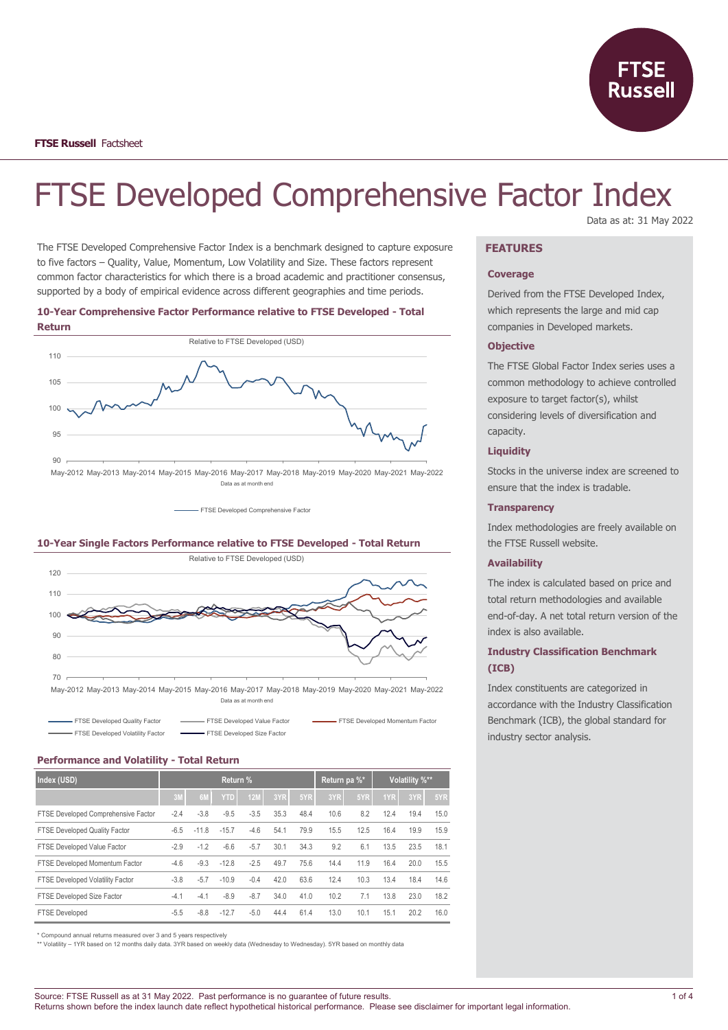**FTSE Russell** Factsheet

# FTSE Developed Comprehensive Factor Index

Data as at: 31 May 2022

The FTSE Developed Comprehensive Factor Index is a benchmark designed to capture exposure to five factors – Quality, Value, Momentum, Low Volatility and Size. These factors represent common factor characteristics for which there is a broad academic and practitioner consensus, supported by a body of empirical evidence across different geographies and time periods.

### 10-Year Comprehensive Factor Performance relative to FTSE Developed - Total Return

Relative to FTSE Developed (USD)

Data as at month end

FTSE Developed Comprehensive Factor

### 10-Year Single Factors Performance relative to FTSE Developed - Total Return

Relative to FTSE Developed (USD)

Data as at month end

FTSE Developed Quality Factor, FTSE Developed Value Factor, FTSE Developed Momentum Factor, FTSE Developed Volatility Factor, FTSE Developed Size Factor

### Performance and Volatility - Total Return

| Index (USD) | Return % | | | | | | Return pa %* | | Volatility %** | | |
|---|---|---|---|---|---|---|---|---|---|---|---|
| | 3M | 6M | YTD | 12M | 3YR | 5YR | 3YR | 5YR | 1YR | 3YR | 5YR |
| FTSE Developed Comprehensive Factor | -2.4 | -3.8 | -9.5 | -3.5 | 35.3 | 48.4 | 10.6 | 8.2 | 12.4 | 19.4 | 15.0 |
| FTSE Developed Quality Factor | -6.5 | -11.8 | -15.7 | -4.6 | 54.1 | 79.9 | 15.5 | 12.5 | 16.4 | 19.9 | 15.9 |
| FTSE Developed Value Factor | -2.9 | -1.2 | -6.6 | -5.7 | 30.1 | 34.3 | 9.2 | 6.1 | 13.5 | 23.5 | 18.1 |
| FTSE Developed Momentum Factor | -4.6 | -9.3 | -12.8 | -2.5 | 49.7 | 75.6 | 14.4 | 11.9 | 16.4 | 20.0 | 15.5 |
| FTSE Developed Volatility Factor | -3.8 | -5.7 | -10.9 | -0.4 | 42.0 | 63.6 | 12.4 | 10.3 | 13.4 | 18.4 | 14.6 |
| FTSE Developed Size Factor | -4.1 | -4.1 | -8.9 | -8.7 | 34.0 | 41.0 | 10.2 | 7.1 | 13.8 | 23.0 | 18.2 |
| FTSE Developed | -5.5 | -8.8 | -12.7 | -5.0 | 44.4 | 61.4 | 13.0 | 10.1 | 15.1 | 20.2 | 16.0 |

\* Compound annual returns measured over 3 and 5 years respectively

\*\* Volatility – 1YR based on 12 months daily data. 3YR based on weekly data (Wednesday to Wednesday). 5YR based on monthly data

## FEATURES

### Coverage

Derived from the FTSE Developed Index, which represents the large and mid cap companies in Developed markets.

### Objective

The FTSE Global Factor Index series uses a common methodology to achieve controlled exposure to target factor(s), whilst considering levels of diversification and capacity.

### Liquidity

Stocks in the universe index are screened to ensure that the index is tradable.

### Transparency

Index methodologies are freely available on the FTSE Russell website.

### Availability

The index is calculated based on price and total return methodologies and available end-of-day. A net total return version of the index is also available.

### Industry Classification Benchmark (ICB)

Index constituents are categorized in accordance with the Industry Classification Benchmark (ICB), the global standard for industry sector analysis.

Source: FTSE Russell as at 31 May 2022. Past performance is no guarantee of future results.
Returns shown before the index launch date reflect hypothetical historical performance. Please see disclaimer for important legal information.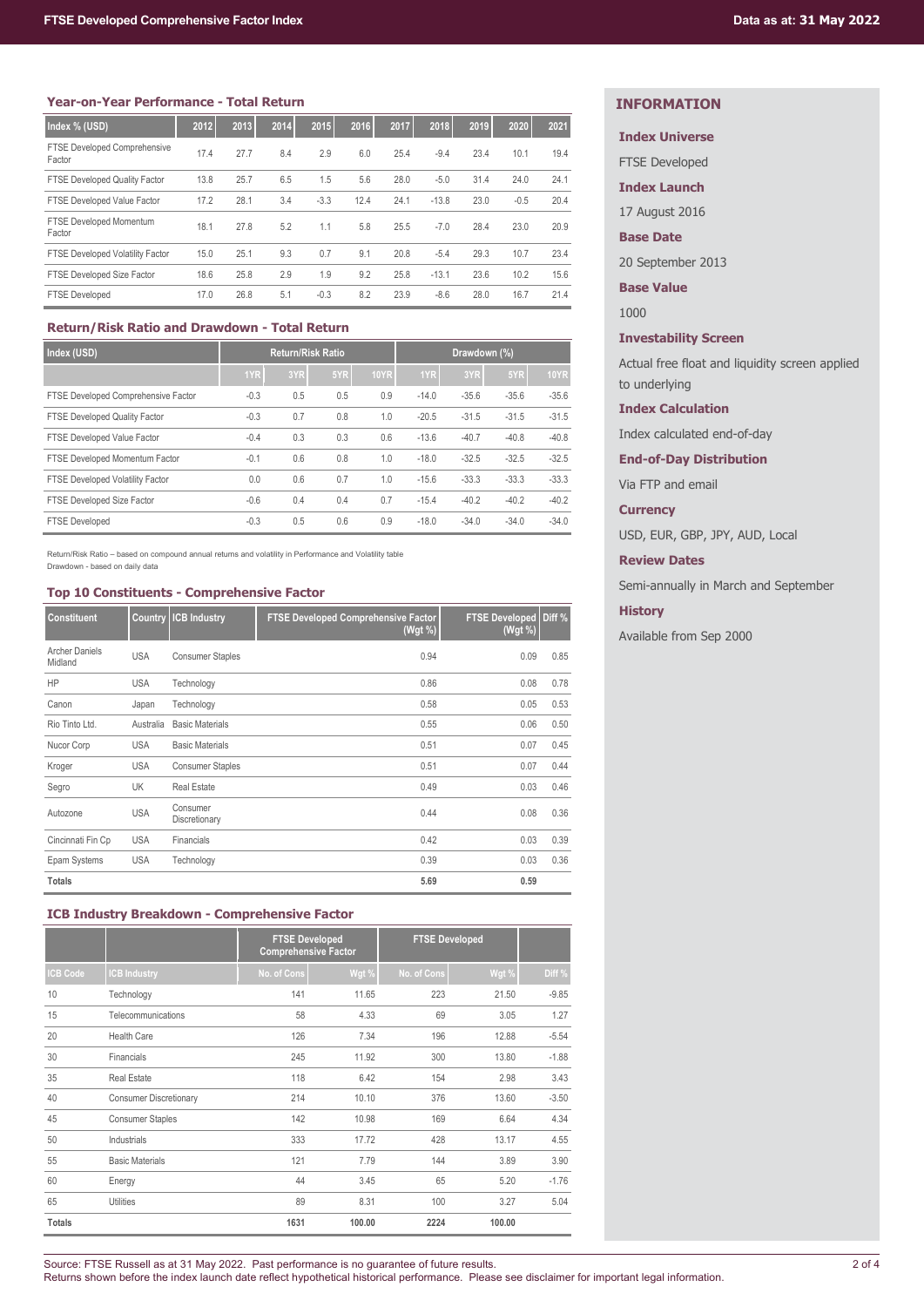## Year-on-Year Performance - Total Return

| Index % (USD) | 2012 | 2013 | 2014 | 2015 | 2016 | 2017 | 2018 | 2019 | 2020 | 2021 |
|---|---|---|---|---|---|---|---|---|---|---|
| FTSE Developed Comprehensive Factor | 17.4 | 27.7 | 8.4 | 2.9 | 6.0 | 25.4 | -9.4 | 23.4 | 10.1 | 19.4 |
| FTSE Developed Quality Factor | 13.8 | 25.7 | 6.5 | 1.5 | 5.6 | 28.0 | -5.0 | 31.4 | 24.0 | 24.1 |
| FTSE Developed Value Factor | 17.2 | 28.1 | 3.4 | -3.3 | 12.4 | 24.1 | -13.8 | 23.0 | -0.5 | 20.4 |
| FTSE Developed Momentum Factor | 18.1 | 27.8 | 5.2 | 1.1 | 5.8 | 25.5 | -7.0 | 28.4 | 23.0 | 20.9 |
| FTSE Developed Volatility Factor | 15.0 | 25.1 | 9.3 | 0.7 | 9.1 | 20.8 | -5.4 | 29.3 | 10.7 | 23.4 |
| FTSE Developed Size Factor | 18.6 | 25.8 | 2.9 | 1.9 | 9.2 | 25.8 | -13.1 | 23.6 | 10.2 | 15.6 |
| FTSE Developed | 17.0 | 26.8 | 5.1 | -0.3 | 8.2 | 23.9 | -8.6 | 28.0 | 16.7 | 21.4 |

## Return/Risk Ratio and Drawdown - Total Return

| Index (USD) | Return/Risk Ratio | | | | Drawdown (%) | | | |
|---|---|---|---|---|---|---|---|---|
| | 1YR | 3YR | 5YR | 10YR | 1YR | 3YR | 5YR | 10YR |
| FTSE Developed Comprehensive Factor | -0.3 | 0.5 | 0.5 | 0.9 | -14.0 | -35.6 | -35.6 | -35.6 |
| FTSE Developed Quality Factor | -0.3 | 0.7 | 0.8 | 1.0 | -20.5 | -31.5 | -31.5 | -31.5 |
| FTSE Developed Value Factor | -0.4 | 0.3 | 0.3 | 0.6 | -13.6 | -40.7 | -40.8 | -40.8 |
| FTSE Developed Momentum Factor | -0.1 | 0.6 | 0.8 | 1.0 | -18.0 | -32.5 | -32.5 | -32.5 |
| FTSE Developed Volatility Factor | 0.0 | 0.6 | 0.7 | 1.0 | -15.6 | -33.3 | -33.3 | -33.3 |
| FTSE Developed Size Factor | -0.6 | 0.4 | 0.4 | 0.7 | -15.4 | -40.2 | -40.2 | -40.2 |
| FTSE Developed | -0.3 | 0.5 | 0.6 | 0.9 | -18.0 | -34.0 | -34.0 | -34.0 |

Return/Risk Ratio – based on compound annual returns and volatility in Performance and Volatility table
Drawdown - based on daily data

## Top 10 Constituents - Comprehensive Factor

| Constituent | Country | ICB Industry | FTSE Developed Comprehensive Factor (Wgt %) | FTSE Developed (Wgt %) | Diff % |
|---|---|---|---|---|---|
| Archer Daniels Midland | USA | Consumer Staples | 0.94 | 0.09 | 0.85 |
| HP | USA | Technology | 0.86 | 0.08 | 0.78 |
| Canon | Japan | Technology | 0.58 | 0.05 | 0.53 |
| Rio Tinto Ltd. | Australia | Basic Materials | 0.55 | 0.06 | 0.50 |
| Nucor Corp | USA | Basic Materials | 0.51 | 0.07 | 0.45 |
| Kroger | USA | Consumer Staples | 0.51 | 0.07 | 0.44 |
| Segro | UK | Real Estate | 0.49 | 0.03 | 0.46 |
| Autozone | USA | Consumer Discretionary | 0.44 | 0.08 | 0.36 |
| Cincinnati Fin Cp | USA | Financials | 0.42 | 0.03 | 0.39 |
| Epam Systems | USA | Technology | 0.39 | 0.03 | 0.36 |
| **Totals** | | | **5.69** | **0.59** | |

## ICB Industry Breakdown - Comprehensive Factor

| | | FTSE Developed Comprehensive Factor | | FTSE Developed | | |
|---|---|---|---|---|---|---|
| ICB Code | ICB Industry | No. of Cons | Wgt % | No. of Cons | Wgt % | Diff % |
| 10 | Technology | 141 | 11.65 | 223 | 21.50 | -9.85 |
| 15 | Telecommunications | 58 | 4.33 | 69 | 3.05 | 1.27 |
| 20 | Health Care | 126 | 7.34 | 196 | 12.88 | -5.54 |
| 30 | Financials | 245 | 11.92 | 300 | 13.80 | -1.88 |
| 35 | Real Estate | 118 | 6.42 | 154 | 2.98 | 3.43 |
| 40 | Consumer Discretionary | 214 | 10.10 | 376 | 13.60 | -3.50 |
| 45 | Consumer Staples | 142 | 10.98 | 169 | 6.64 | 4.34 |
| 50 | Industrials | 333 | 17.72 | 428 | 13.17 | 4.55 |
| 55 | Basic Materials | 121 | 7.79 | 144 | 3.89 | 3.90 |
| 60 | Energy | 44 | 3.45 | 65 | 5.20 | -1.76 |
| 65 | Utilities | 89 | 8.31 | 100 | 3.27 | 5.04 |
| **Totals** | | **1631** | **100.00** | **2224** | **100.00** | |

## INFORMATION

**Index Universe**

FTSE Developed

**Index Launch**

17 August 2016

**Base Date**

20 September 2013

**Base Value**

1000

**Investability Screen**

Actual free float and liquidity screen applied to underlying

**Index Calculation**

Index calculated end-of-day

**End-of-Day Distribution**

Via FTP and email

**Currency**

USD, EUR, GBP, JPY, AUD, Local

**Review Dates**

Semi-annually in March and September

**History**

Available from Sep 2000

Source: FTSE Russell as at 31 May 2022. Past performance is no guarantee of future results.
Returns shown before the index launch date reflect hypothetical historical performance. Please see disclaimer for important legal information.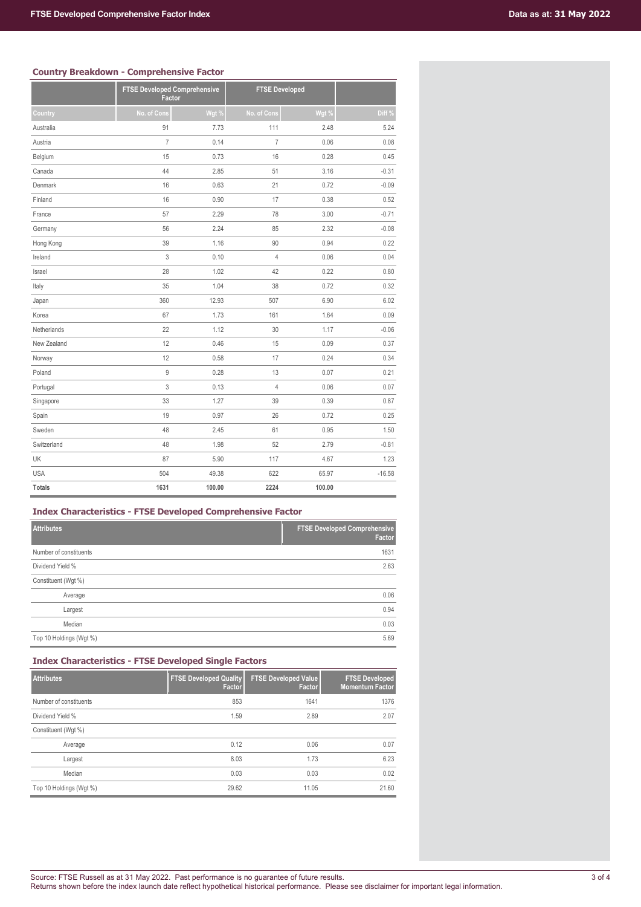## Country Breakdown - Comprehensive Factor

| | FTSE Developed Comprehensive Factor | | FTSE Developed | | |
|---|---|---|---|---|---|
| Country | No. of Cons | Wgt % | No. of Cons | Wgt % | Diff % |
| Australia | 91 | 7.73 | 111 | 2.48 | 5.24 |
| Austria | 7 | 0.14 | 7 | 0.06 | 0.08 |
| Belgium | 15 | 0.73 | 16 | 0.28 | 0.45 |
| Canada | 44 | 2.85 | 51 | 3.16 | -0.31 |
| Denmark | 16 | 0.63 | 21 | 0.72 | -0.09 |
| Finland | 16 | 0.90 | 17 | 0.38 | 0.52 |
| France | 57 | 2.29 | 78 | 3.00 | -0.71 |
| Germany | 56 | 2.24 | 85 | 2.32 | -0.08 |
| Hong Kong | 39 | 1.16 | 90 | 0.94 | 0.22 |
| Ireland | 3 | 0.10 | 4 | 0.06 | 0.04 |
| Israel | 28 | 1.02 | 42 | 0.22 | 0.80 |
| Italy | 35 | 1.04 | 38 | 0.72 | 0.32 |
| Japan | 360 | 12.93 | 507 | 6.90 | 6.02 |
| Korea | 67 | 1.73 | 161 | 1.64 | 0.09 |
| Netherlands | 22 | 1.12 | 30 | 1.17 | -0.06 |
| New Zealand | 12 | 0.46 | 15 | 0.09 | 0.37 |
| Norway | 12 | 0.58 | 17 | 0.24 | 0.34 |
| Poland | 9 | 0.28 | 13 | 0.07 | 0.21 |
| Portugal | 3 | 0.13 | 4 | 0.06 | 0.07 |
| Singapore | 33 | 1.27 | 39 | 0.39 | 0.87 |
| Spain | 19 | 0.97 | 26 | 0.72 | 0.25 |
| Sweden | 48 | 2.45 | 61 | 0.95 | 1.50 |
| Switzerland | 48 | 1.98 | 52 | 2.79 | -0.81 |
| UK | 87 | 5.90 | 117 | 4.67 | 1.23 |
| USA | 504 | 49.38 | 622 | 65.97 | -16.58 |
| **Totals** | **1631** | **100.00** | **2224** | **100.00** | |

## Index Characteristics - FTSE Developed Comprehensive Factor

| Attributes | FTSE Developed Comprehensive Factor |
|---|---|
| Number of constituents | 1631 |
| Dividend Yield % | 2.63 |
| Constituent (Wgt %) | |
| Average | 0.06 |
| Largest | 0.94 |
| Median | 0.03 |
| Top 10 Holdings (Wgt %) | 5.69 |

## Index Characteristics - FTSE Developed Single Factors

| Attributes | FTSE Developed Quality Factor | FTSE Developed Value Factor | FTSE Developed Momentum Factor |
|---|---|---|---|
| Number of constituents | 853 | 1641 | 1376 |
| Dividend Yield % | 1.59 | 2.89 | 2.07 |
| Constituent (Wgt %) | | | |
| Average | 0.12 | 0.06 | 0.07 |
| Largest | 8.03 | 1.73 | 6.23 |
| Median | 0.03 | 0.03 | 0.02 |
| Top 10 Holdings (Wgt %) | 29.62 | 11.05 | 21.60 |

Source: FTSE Russell as at 31 May 2022. Past performance is no guarantee of future results.
Returns shown before the index launch date reflect hypothetical historical performance. Please see disclaimer for important legal information.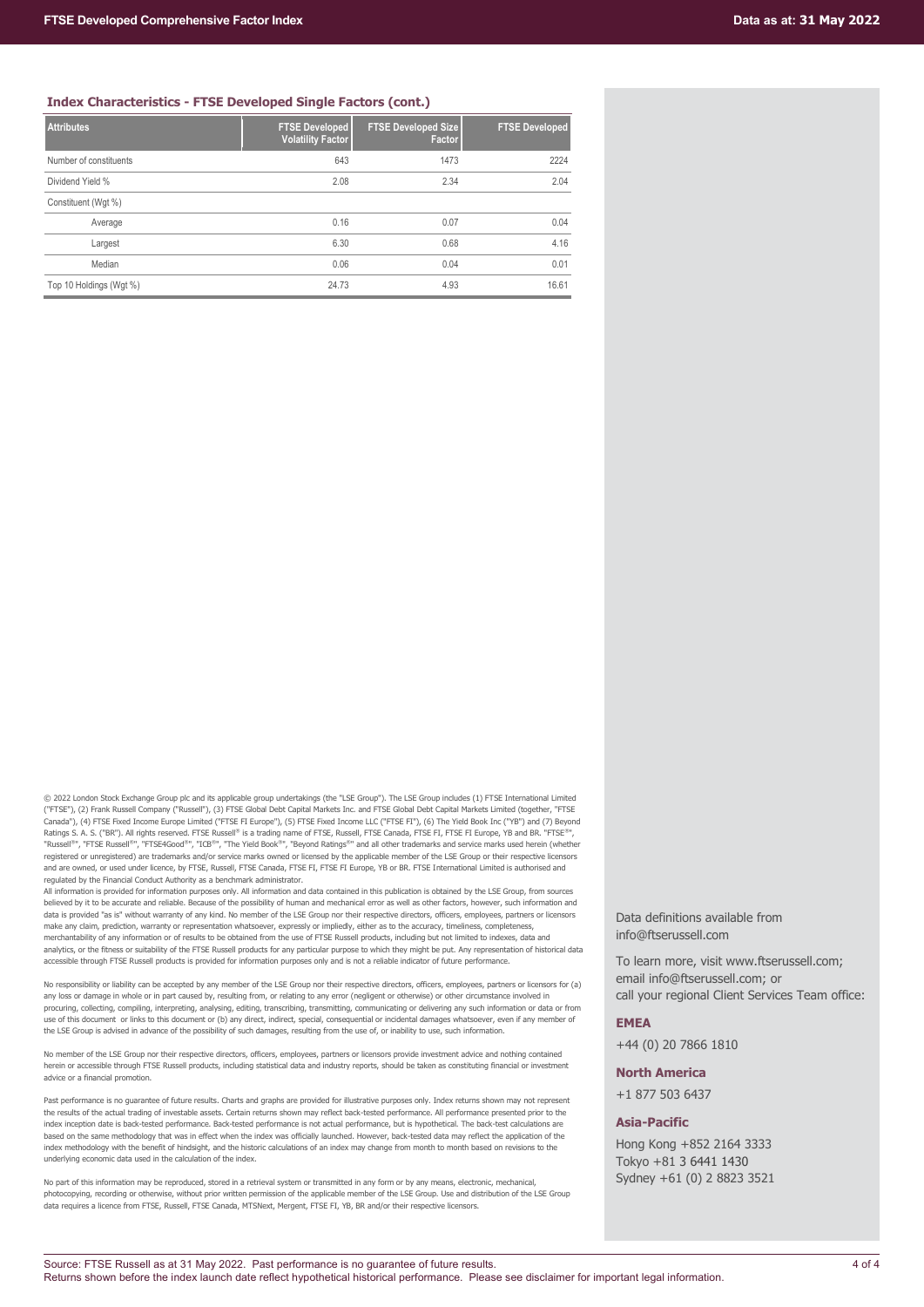### Index Characteristics - FTSE Developed Single Factors (cont.)

| Attributes | FTSE Developed Volatility Factor | FTSE Developed Size Factor | FTSE Developed |
|---|---|---|---|
| Number of constituents | 643 | 1473 | 2224 |
| Dividend Yield % | 2.08 | 2.34 | 2.04 |
| Constituent (Wgt %) | | | |
| Average | 0.16 | 0.07 | 0.04 |
| Largest | 6.30 | 0.68 | 4.16 |
| Median | 0.06 | 0.04 | 0.01 |
| Top 10 Holdings (Wgt %) | 24.73 | 4.93 | 16.61 |

© 2022 London Stock Exchange Group plc and its applicable group undertakings (the "LSE Group"). The LSE Group includes (1) FTSE International Limited ("FTSE"), (2) Frank Russell Company ("Russell"), (3) FTSE Global Debt Capital Markets Inc. and FTSE Global Debt Capital Markets Limited (together, "FTSE Canada"), (4) FTSE Fixed Income Europe Limited ("FTSE FI Europe"), (5) FTSE Fixed Income LLC ("FTSE FI"), (6) The Yield Book Inc ("YB") and (7) Beyond Ratings S. A. S. ("BR"). All rights reserved. FTSE Russell® is a trading name of FTSE, Russell, FTSE Canada, FTSE FI, FTSE FI Europe, YB and BR. "FTSE®", "Russell®", "FTSE Russell®", "FTSE4Good®", "ICB®", "The Yield Book®", "Beyond Ratings®" and all other trademarks and service marks used herein (whether registered or unregistered) are trademarks and/or service marks owned or licensed by the applicable member of the LSE Group or their respective licensors and are owned, or used under licence, by FTSE, Russell, FTSE Canada, FTSE FI, FTSE FI Europe, YB or BR. FTSE International Limited is authorised and regulated by the Financial Conduct Authority as a benchmark administrator.

All information is provided for information purposes only. All information and data contained in this publication is obtained by the LSE Group, from sources believed by it to be accurate and reliable. Because of the possibility of human and mechanical error as well as other factors, however, such information and data is provided "as is" without warranty of any kind. No member of the LSE Group nor their respective directors, officers, employees, partners or licensors make any claim, prediction, warranty or representation whatsoever, expressly or impliedly, either as to the accuracy, timeliness, completeness, merchantability of any information or of results to be obtained from the use of FTSE Russell products, including but not limited to indexes, data and analytics, or the fitness or suitability of the FTSE Russell products for any particular purpose to which they might be put. Any representation of historical data accessible through FTSE Russell products is provided for information purposes only and is not a reliable indicator of future performance.

No responsibility or liability can be accepted by any member of the LSE Group nor their respective directors, officers, employees, partners or licensors for (a) any loss or damage in whole or in part caused by, resulting from, or relating to any error (negligent or otherwise) or other circumstance involved in procuring, collecting, compiling, interpreting, analysing, editing, transcribing, transmitting, communicating or delivering any such information or data or from use of this document or links to this document or (b) any direct, indirect, special, consequential or incidental damages whatsoever, even if any member of the LSE Group is advised in advance of the possibility of such damages, resulting from the use of, or inability to use, such information.

No member of the LSE Group nor their respective directors, officers, employees, partners or licensors provide investment advice and nothing contained herein or accessible through FTSE Russell products, including statistical data and industry reports, should be taken as constituting financial or investment advice or a financial promotion.

Past performance is no guarantee of future results. Charts and graphs are provided for illustrative purposes only. Index returns shown may not represent the results of the actual trading of investable assets. Certain returns shown may reflect back-tested performance. All performance presented prior to the index inception date is back-tested performance. Back-tested performance is not actual performance, but is hypothetical. The back-test calculations are based on the same methodology that was in effect when the index was officially launched. However, back-tested data may reflect the application of the index methodology with the benefit of hindsight, and the historic calculations of an index may change from month to month based on revisions to the underlying economic data used in the calculation of the index.

No part of this information may be reproduced, stored in a retrieval system or transmitted in any form or by any means, electronic, mechanical, photocopying, recording or otherwise, without prior written permission of the applicable member of the LSE Group. Use and distribution of the LSE Group data requires a licence from FTSE, Russell, FTSE Canada, MTSNext, Mergent, FTSE FI, YB, BR and/or their respective licensors.

Data definitions available from info@ftserussell.com

To learn more, visit www.ftserussell.com; email info@ftserussell.com; or call your regional Client Services Team office:

**EMEA**

+44 (0) 20 7866 1810

**North America**

+1 877 503 6437

**Asia-Pacific**

Hong Kong +852 2164 3333
Tokyo +81 3 6441 1430
Sydney +61 (0) 2 8823 3521

Source: FTSE Russell as at 31 May 2022. Past performance is no guarantee of future results.
Returns shown before the index launch date reflect hypothetical historical performance. Please see disclaimer for important legal information.